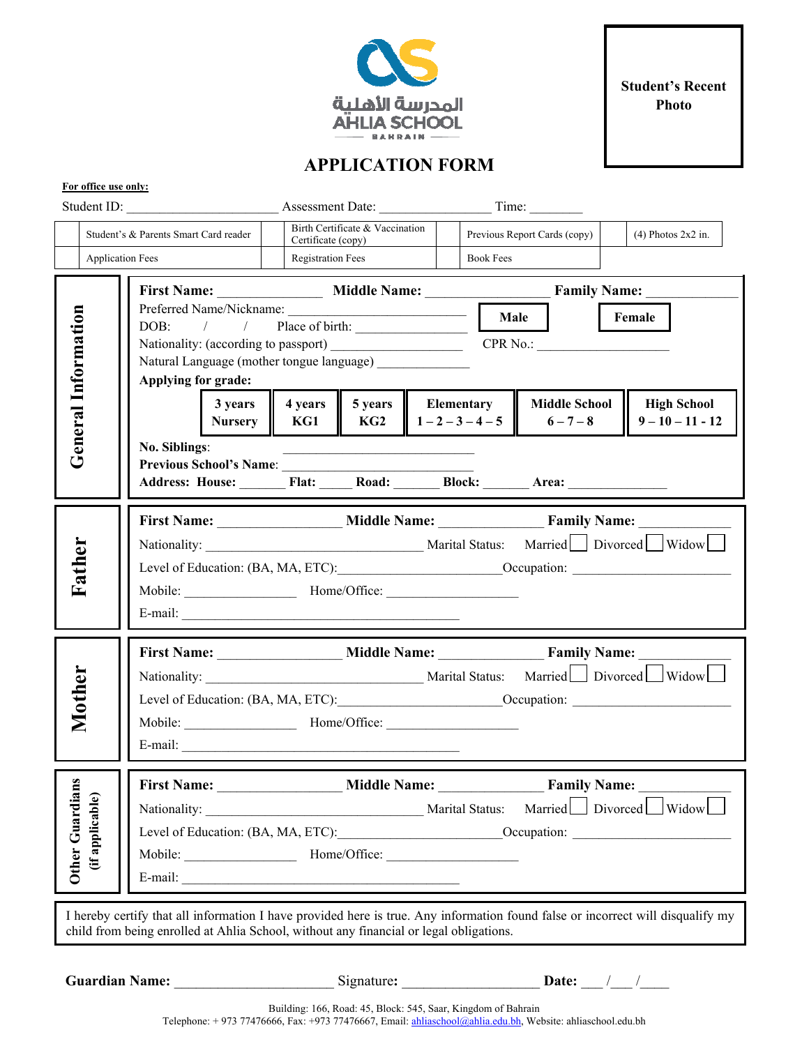المدرسة الأهلية
AHLIA SCHOOL
BAHRAIN

**Student's Recent Photo**

# APPLICATION FORM

**For office use only:**

Student ID: ______________________ Assessment Date: ________________ Time: ________

| | Student's & Parents Smart Card reader | | Birth Certificate & Vaccination Certificate (copy) | | Previous Report Cards (copy) | | (4) Photos 2x2 in. |
|---|---|---|---|---|---|---|---|
| | Application Fees | | Registration Fees | | Book Fees | | |

## General Information

**First Name:** _______________ **Middle Name:** __________________ **Family Name:** _____________

Preferred Name/Nickname: __________________________ **Male** **Female**

DOB: / / Place of birth: ________________

Nationality: (according to passport) ___________________ CPR No.: ____________________

Natural Language (mother tongue language) ______________

**Applying for grade:**

| 3 years Nursery | 4 years KG1 | 5 years KG2 | Elementary 1 – 2 – 3 – 4 – 5 | Middle School 6 – 7 – 8 | High School 9 – 10 – 11 - 12 |
|---|---|---|---|---|---|

**No. Siblings**: ___________________________

**Previous School's Name**: ___________________________

**Address: House:** _______ **Flat:** _____ **Road:** _______ **Block:** _______ **Area:** _______________

## Father

**First Name:** __________________ **Middle Name:** _______________ **Family Name:** _____________

Nationality: ________________________________ Marital Status: Married ☐ Divorced ☐ Widow ☐

Level of Education: (BA, MA, ETC):________________________Occupation: _______________________

Mobile: ________________ Home/Office: ___________________

E-mail: _________________________________________

## Mother

**First Name:** __________________ **Middle Name:** _______________ **Family Name:** _____________

Nationality: ________________________________ Marital Status: Married ☐ Divorced ☐ Widow ☐

Level of Education: (BA, MA, ETC):________________________Occupation: _______________________

Mobile: ________________ Home/Office: ___________________

E-mail: _________________________________________

## Other Guardians (if applicable)

**First Name:** __________________ **Middle Name:** _______________ **Family Name:** _____________

Nationality: ________________________________ Marital Status: Married ☐ Divorced ☐ Widow ☐

Level of Education: (BA, MA, ETC):________________________Occupation: _______________________

Mobile: ________________ Home/Office: ___________________

E-mail: _________________________________________

I hereby certify that all information I have provided here is true. Any information found false or incorrect will disqualify my child from being enrolled at Ahlia School, without any financial or legal obligations.

**Guardian Name:** ______________________ Signature**:** ___________________ **Date:** ___ /___ /____

Building: 166, Road: 45, Block: 545, Saar, Kingdom of Bahrain
Telephone: + 973 77476666, Fax: +973 77476667, Email: ahliaschool@ahlia.edu.bh, Website: ahliaschool.edu.bh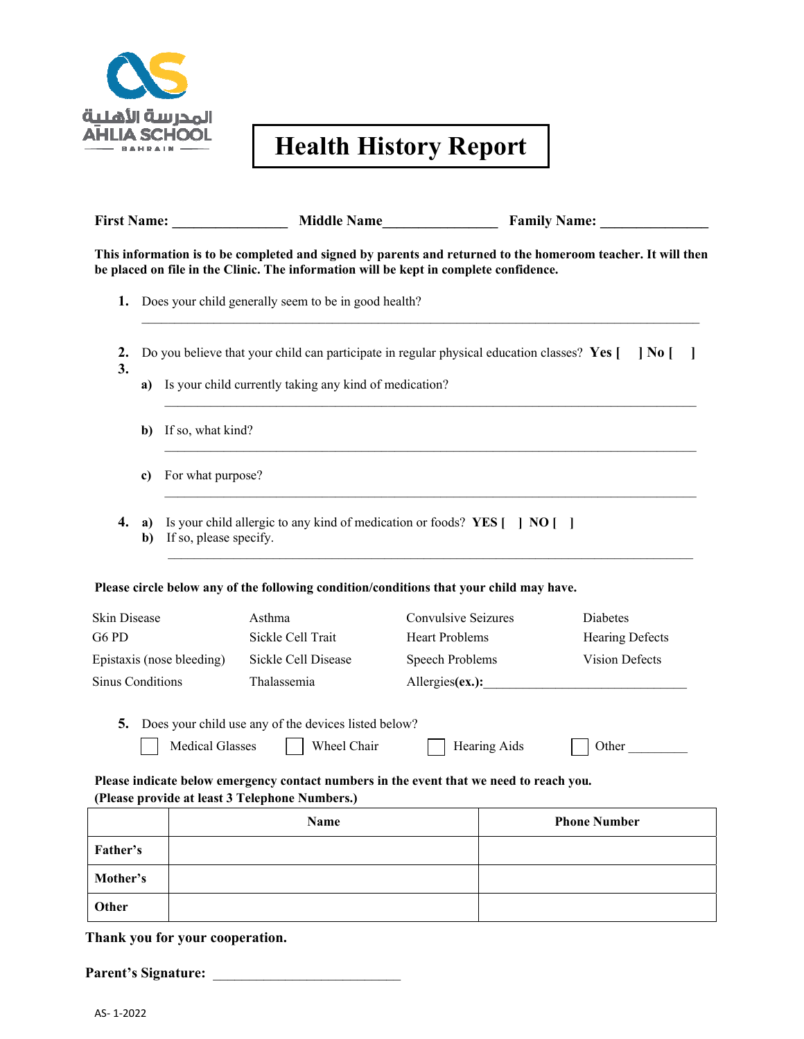المدرسة الأهلية
AHLIA SCHOOL
BAHRAIN

# Health History Report

**First Name:** ________________ **Middle Name**________________ **Family Name:** _______________

**This information is to be completed and signed by parents and returned to the homeroom teacher. It will then be placed on file in the Clinic. The information will be kept in complete confidence.**

1. Does your child generally seem to be in good health?

   ______________________________________________________________________________________

2. Do you believe that your child can participate in regular physical education classes? **Yes [ ] No [ ]**
3. 
   a) Is your child currently taking any kind of medication?

   ______________________________________________________________________________________

   b) If so, what kind?

   ______________________________________________________________________________________

   c) For what purpose?

   ______________________________________________________________________________________

4. a) Is your child allergic to any kind of medication or foods? **YES [ ] NO [ ]**
   b) If so, please specify.

   ______________________________________________________________________________________

**Please circle below any of the following condition/conditions that your child may have.**

| | | | |
|---|---|---|---|
| Skin Disease | Asthma | Convulsive Seizures | Diabetes |
| G6 PD | Sickle Cell Trait | Heart Problems | Hearing Defects |
| Epistaxis (nose bleeding) | Sickle Cell Disease | Speech Problems | Vision Defects |
| Sinus Conditions | Thalassemia | Allergies**(ex.):**______________________________ | |

5. Does your child use any of the devices listed below?

   ☐ Medical Glasses ☐ Wheel Chair ☐ Hearing Aids ☐ Other _________

**Please indicate below emergency contact numbers in the event that we need to reach you.**
**(Please provide at least 3 Telephone Numbers.)**

| | **Name** | **Phone Number** |
|---|---|---|
| **Father's** | | |
| **Mother's** | | |
| **Other** | | |

**Thank you for your cooperation.**

**Parent's Signature:** ____________________________

AS- 1-2022